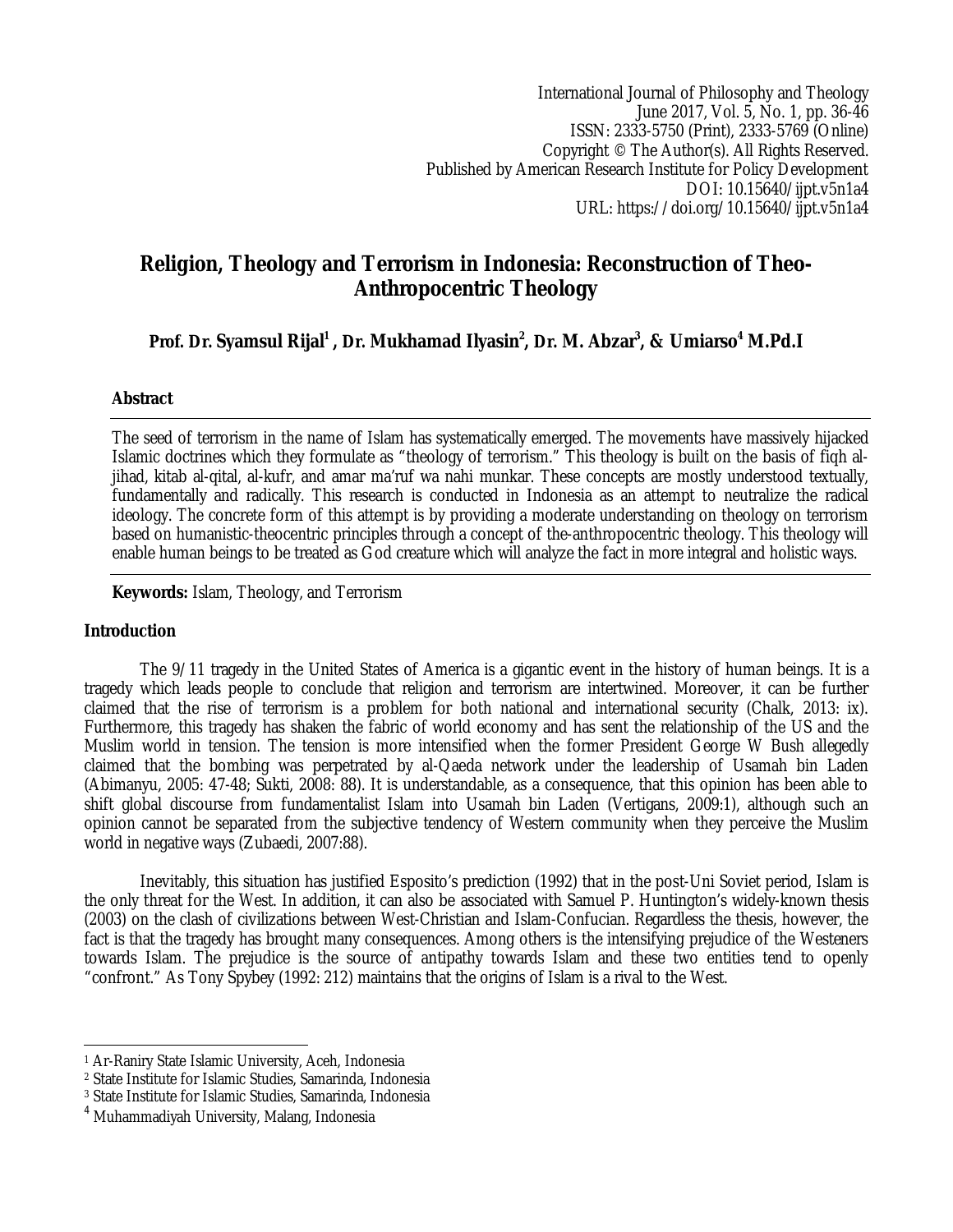International Journal of Philosophy and Theology
June 2017, Vol. 5, No. 1, pp. 36-46
ISSN: 2333-5750 (Print), 2333-5769 (Online)
Copyright © The Author(s). All Rights Reserved.
Published by American Research Institute for Policy Development
DOI: 10.15640/ijpt.v5n1a4
URL: https://doi.org/10.15640/ijpt.v5n1a4

# Religion, Theology and Terrorism in Indonesia: Reconstruction of Theo-Anthropocentric Theology

**Prof. Dr. Syamsul Rijal[1] , Dr. Mukhamad Ilyasin[2], Dr. M. Abzar[3], & Umiarso[4] M.Pd.I**

## Abstract

The seed of terrorism in the name of Islam has systematically emerged. The movements have massively hijacked Islamic doctrines which they formulate as "theology of terrorism." This theology is built on the basis of fiqh al-jihad, kitab al-qital, al-kufr, and amar ma'ruf wa nahi munkar. These concepts are mostly understood textually, fundamentally and radically. This research is conducted in Indonesia as an attempt to neutralize the radical ideology. The concrete form of this attempt is by providing a moderate understanding on theology on terrorism based on humanistic-theocentric principles through a concept of the-anthropocentric theology. This theology will enable human beings to be treated as God creature which will analyze the fact in more integral and holistic ways.

**Keywords:** Islam, Theology, and Terrorism

## Introduction

The 9/11 tragedy in the United States of America is a gigantic event in the history of human beings. It is a tragedy which leads people to conclude that religion and terrorism are intertwined. Moreover, it can be further claimed that the rise of terrorism is a problem for both national and international security (Chalk, 2013: ix). Furthermore, this tragedy has shaken the fabric of world economy and has sent the relationship of the US and the Muslim world in tension. The tension is more intensified when the former President George W Bush allegedly claimed that the bombing was perpetrated by al-Qaeda network under the leadership of Usamah bin Laden (Abimanyu, 2005: 47-48; Sukti, 2008: 88). It is understandable, as a consequence, that this opinion has been able to shift global discourse from fundamentalist Islam into Usamah bin Laden (Vertigans, 2009:1), although such an opinion cannot be separated from the subjective tendency of Western community when they perceive the Muslim world in negative ways (Zubaedi, 2007:88).

Inevitably, this situation has justified Esposito's prediction (1992) that in the post-Uni Soviet period, Islam is the only threat for the West. In addition, it can also be associated with Samuel P. Huntington's widely-known thesis (2003) on the clash of civilizations between West-Christian and Islam-Confucian. Regardless the thesis, however, the fact is that the tragedy has brought many consequences. Among others is the intensifying prejudice of the Westeners towards Islam. The prejudice is the source of antipathy towards Islam and these two entities tend to openly "confront." As Tony Spybey (1992: 212) maintains that the origins of Islam is a rival to the West.

---

[1] Ar-Raniry State Islamic University, Aceh, Indonesia
[2] State Institute for Islamic Studies, Samarinda, Indonesia
[3] State Institute for Islamic Studies, Samarinda, Indonesia
[4] Muhammadiyah University, Malang, Indonesia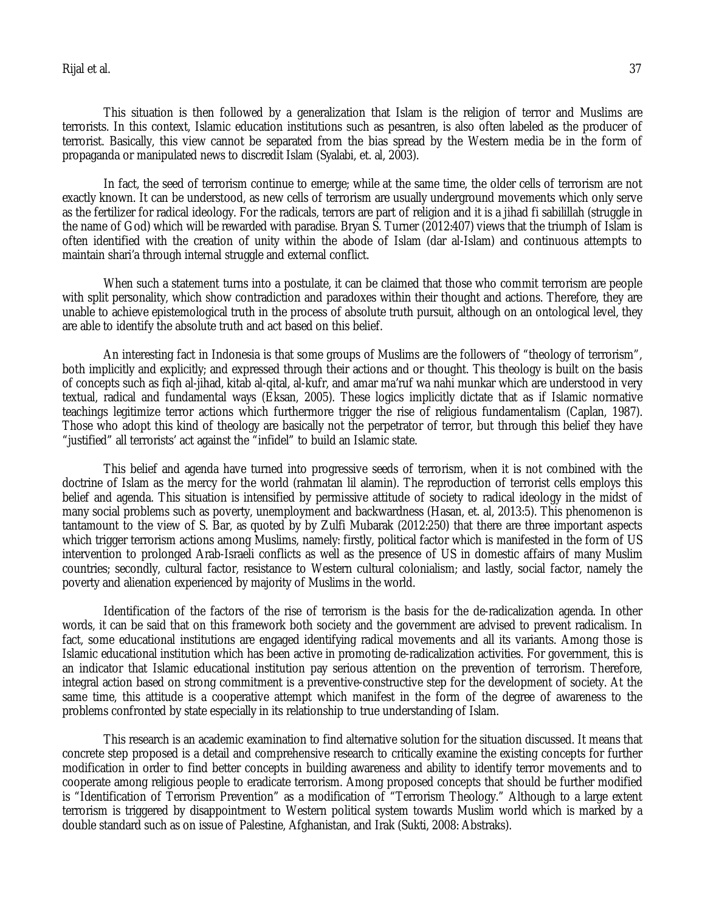This situation is then followed by a generalization that Islam is the religion of terror and Muslims are terrorists. In this context, Islamic education institutions such as pesantren, is also often labeled as the producer of terrorist. Basically, this view cannot be separated from the bias spread by the Western media be in the form of propaganda or manipulated news to discredit Islam (Syalabi, et. al, 2003).

In fact, the seed of terrorism continue to emerge; while at the same time, the older cells of terrorism are not exactly known. It can be understood, as new cells of terrorism are usually underground movements which only serve as the fertilizer for radical ideology. For the radicals, terrors are part of religion and it is a jihad fi sabilillah (struggle in the name of God) which will be rewarded with paradise. Bryan S. Turner (2012:407) views that the triumph of Islam is often identified with the creation of unity within the abode of Islam (dar al-Islam) and continuous attempts to maintain shari'a through internal struggle and external conflict.

When such a statement turns into a postulate, it can be claimed that those who commit terrorism are people with split personality, which show contradiction and paradoxes within their thought and actions. Therefore, they are unable to achieve epistemological truth in the process of absolute truth pursuit, although on an ontological level, they are able to identify the absolute truth and act based on this belief.

An interesting fact in Indonesia is that some groups of Muslims are the followers of "theology of terrorism", both implicitly and explicitly; and expressed through their actions and or thought. This theology is built on the basis of concepts such as fiqh al-jihad, kitab al-qital, al-kufr, and amar ma'ruf wa nahi munkar which are understood in very textual, radical and fundamental ways (Eksan, 2005). These logics implicitly dictate that as if Islamic normative teachings legitimize terror actions which furthermore trigger the rise of religious fundamentalism (Caplan, 1987). Those who adopt this kind of theology are basically not the perpetrator of terror, but through this belief they have "justified" all terrorists' act against the "infidel" to build an Islamic state.

This belief and agenda have turned into progressive seeds of terrorism, when it is not combined with the doctrine of Islam as the mercy for the world (rahmatan lil alamin). The reproduction of terrorist cells employs this belief and agenda. This situation is intensified by permissive attitude of society to radical ideology in the midst of many social problems such as poverty, unemployment and backwardness (Hasan, et. al, 2013:5). This phenomenon is tantamount to the view of S. Bar, as quoted by by Zulfi Mubarak (2012:250) that there are three important aspects which trigger terrorism actions among Muslims, namely: firstly, political factor which is manifested in the form of US intervention to prolonged Arab-Israeli conflicts as well as the presence of US in domestic affairs of many Muslim countries; secondly, cultural factor, resistance to Western cultural colonialism; and lastly, social factor, namely the poverty and alienation experienced by majority of Muslims in the world.

Identification of the factors of the rise of terrorism is the basis for the de-radicalization agenda. In other words, it can be said that on this framework both society and the government are advised to prevent radicalism. In fact, some educational institutions are engaged identifying radical movements and all its variants. Among those is Islamic educational institution which has been active in promoting de-radicalization activities. For government, this is an indicator that Islamic educational institution pay serious attention on the prevention of terrorism. Therefore, integral action based on strong commitment is a preventive-constructive step for the development of society. At the same time, this attitude is a cooperative attempt which manifest in the form of the degree of awareness to the problems confronted by state especially in its relationship to true understanding of Islam.

This research is an academic examination to find alternative solution for the situation discussed. It means that concrete step proposed is a detail and comprehensive research to critically examine the existing concepts for further modification in order to find better concepts in building awareness and ability to identify terror movements and to cooperate among religious people to eradicate terrorism. Among proposed concepts that should be further modified is "Identification of Terrorism Prevention" as a modification of "Terrorism Theology." Although to a large extent terrorism is triggered by disappointment to Western political system towards Muslim world which is marked by a double standard such as on issue of Palestine, Afghanistan, and Irak (Sukti, 2008: Abstraks).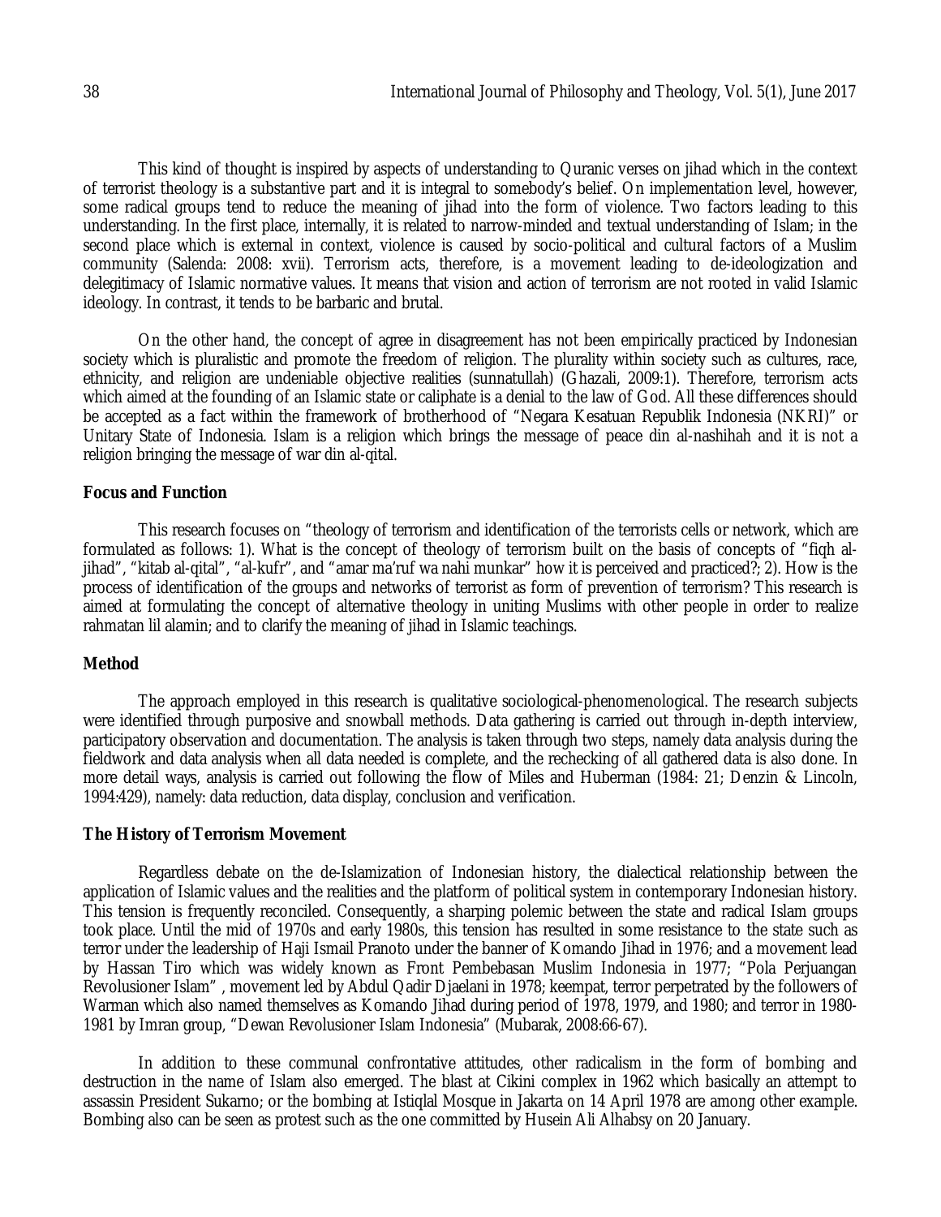This kind of thought is inspired by aspects of understanding to Quranic verses on jihad which in the context of terrorist theology is a substantive part and it is integral to somebody's belief. On implementation level, however, some radical groups tend to reduce the meaning of jihad into the form of violence. Two factors leading to this understanding. In the first place, internally, it is related to narrow-minded and textual understanding of Islam; in the second place which is external in context, violence is caused by socio-political and cultural factors of a Muslim community (Salenda: 2008: xvii). Terrorism acts, therefore, is a movement leading to de-ideologization and delegitimacy of Islamic normative values. It means that vision and action of terrorism are not rooted in valid Islamic ideology. In contrast, it tends to be barbaric and brutal.

On the other hand, the concept of agree in disagreement has not been empirically practiced by Indonesian society which is pluralistic and promote the freedom of religion. The plurality within society such as cultures, race, ethnicity, and religion are undeniable objective realities (sunnatullah) (Ghazali, 2009:1). Therefore, terrorism acts which aimed at the founding of an Islamic state or caliphate is a denial to the law of God. All these differences should be accepted as a fact within the framework of brotherhood of "Negara Kesatuan Republik Indonesia (NKRI)" or Unitary State of Indonesia. Islam is a religion which brings the message of peace din al-nashihah and it is not a religion bringing the message of war din al-qital.

**Focus and Function**

This research focuses on "theology of terrorism and identification of the terrorists cells or network, which are formulated as follows: 1). What is the concept of theology of terrorism built on the basis of concepts of "fiqh al-jihad", "kitab al-qital", "al-kufr", and "amar ma'ruf wa nahi munkar" how it is perceived and practiced?; 2). How is the process of identification of the groups and networks of terrorist as form of prevention of terrorism? This research is aimed at formulating the concept of alternative theology in uniting Muslims with other people in order to realize rahmatan lil alamin; and to clarify the meaning of jihad in Islamic teachings.

**Method**

The approach employed in this research is qualitative sociological-phenomenological. The research subjects were identified through purposive and snowball methods. Data gathering is carried out through in-depth interview, participatory observation and documentation. The analysis is taken through two steps, namely data analysis during the fieldwork and data analysis when all data needed is complete, and the rechecking of all gathered data is also done. In more detail ways, analysis is carried out following the flow of Miles and Huberman (1984: 21; Denzin & Lincoln, 1994:429), namely: data reduction, data display, conclusion and verification.

**The History of Terrorism Movement**

Regardless debate on the de-Islamization of Indonesian history, the dialectical relationship between the application of Islamic values and the realities and the platform of political system in contemporary Indonesian history. This tension is frequently reconciled. Consequently, a sharping polemic between the state and radical Islam groups took place. Until the mid of 1970s and early 1980s, this tension has resulted in some resistance to the state such as terror under the leadership of Haji Ismail Pranoto under the banner of Komando Jihad in 1976; and a movement lead by Hassan Tiro which was widely known as Front Pembebasan Muslim Indonesia in 1977; "Pola Perjuangan Revolusioner Islam", movement led by Abdul Qadir Djaelani in 1978; keempat, terror perpetrated by the followers of Warman which also named themselves as Komando Jihad during period of 1978, 1979, and 1980; and terror in 1980-1981 by Imran group, "Dewan Revolusioner Islam Indonesia" (Mubarak, 2008:66-67).

In addition to these communal confrontative attitudes, other radicalism in the form of bombing and destruction in the name of Islam also emerged. The blast at Cikini complex in 1962 which basically an attempt to assassin President Sukarno; or the bombing at Istiqlal Mosque in Jakarta on 14 April 1978 are among other example. Bombing also can be seen as protest such as the one committed by Husein Ali Alhabsy on 20 January.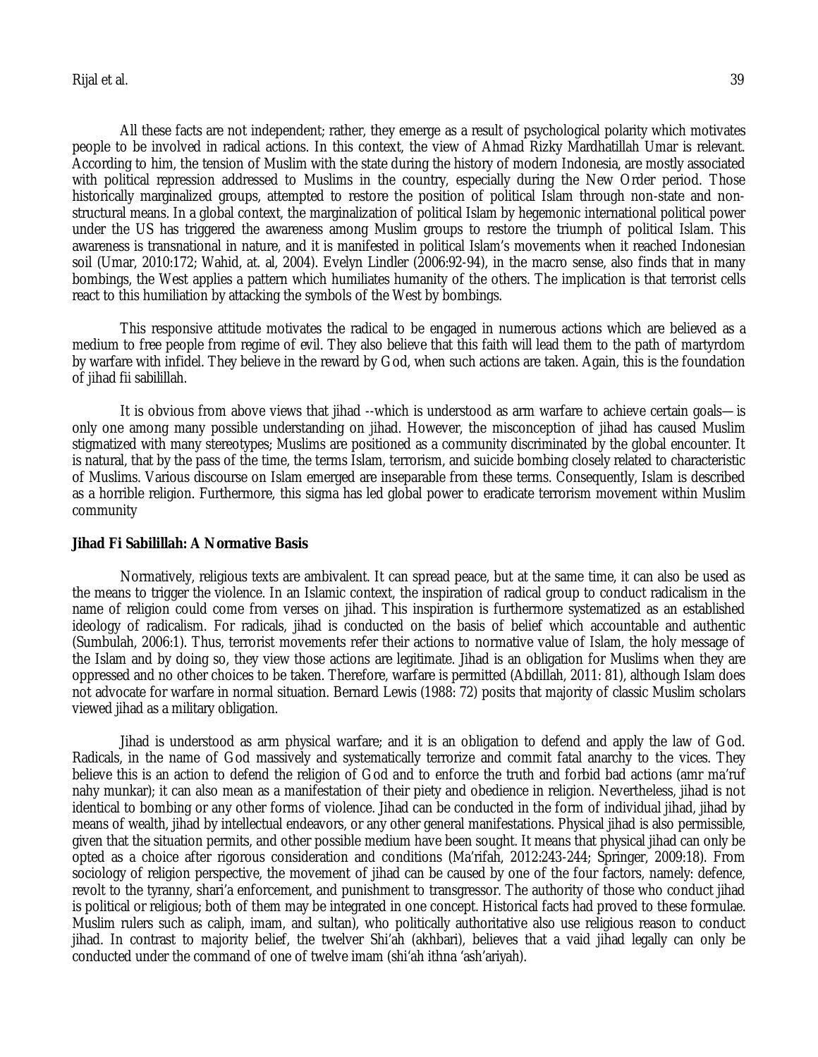All these facts are not independent; rather, they emerge as a result of psychological polarity which motivates people to be involved in radical actions. In this context, the view of Ahmad Rizky Mardhatillah Umar is relevant. According to him, the tension of Muslim with the state during the history of modern Indonesia, are mostly associated with political repression addressed to Muslims in the country, especially during the New Order period. Those historically marginalized groups, attempted to restore the position of political Islam through non-state and non-structural means. In a global context, the marginalization of political Islam by hegemonic international political power under the US has triggered the awareness among Muslim groups to restore the triumph of political Islam. This awareness is transnational in nature, and it is manifested in political Islam's movements when it reached Indonesian soil (Umar, 2010:172; Wahid, at. al, 2004). Evelyn Lindler (2006:92-94), in the macro sense, also finds that in many bombings, the West applies a pattern which humiliates humanity of the others. The implication is that terrorist cells react to this humiliation by attacking the symbols of the West by bombings.

This responsive attitude motivates the radical to be engaged in numerous actions which are believed as a medium to free people from regime of evil. They also believe that this faith will lead them to the path of martyrdom by warfare with infidel. They believe in the reward by God, when such actions are taken. Again, this is the foundation of jihad fii sabilillah.

It is obvious from above views that jihad --which is understood as arm warfare to achieve certain goals— is only one among many possible understanding on jihad. However, the misconception of jihad has caused Muslim stigmatized with many stereotypes; Muslims are positioned as a community discriminated by the global encounter. It is natural, that by the pass of the time, the terms Islam, terrorism, and suicide bombing closely related to characteristic of Muslims. Various discourse on Islam emerged are inseparable from these terms. Consequently, Islam is described as a horrible religion. Furthermore, this sigma has led global power to eradicate terrorism movement within Muslim community

## Jihad Fi Sabilillah: A Normative Basis

Normatively, religious texts are ambivalent. It can spread peace, but at the same time, it can also be used as the means to trigger the violence. In an Islamic context, the inspiration of radical group to conduct radicalism in the name of religion could come from verses on jihad. This inspiration is furthermore systematized as an established ideology of radicalism. For radicals, jihad is conducted on the basis of belief which accountable and authentic (Sumbulah, 2006:1). Thus, terrorist movements refer their actions to normative value of Islam, the holy message of the Islam and by doing so, they view those actions are legitimate. Jihad is an obligation for Muslims when they are oppressed and no other choices to be taken. Therefore, warfare is permitted (Abdillah, 2011: 81), although Islam does not advocate for warfare in normal situation. Bernard Lewis (1988: 72) posits that majority of classic Muslim scholars viewed jihad as a military obligation.

Jihad is understood as arm physical warfare; and it is an obligation to defend and apply the law of God. Radicals, in the name of God massively and systematically terrorize and commit fatal anarchy to the vices. They believe this is an action to defend the religion of God and to enforce the truth and forbid bad actions (amr ma'ruf nahy munkar); it can also mean as a manifestation of their piety and obedience in religion. Nevertheless, jihad is not identical to bombing or any other forms of violence. Jihad can be conducted in the form of individual jihad, jihad by means of wealth, jihad by intellectual endeavors, or any other general manifestations. Physical jihad is also permissible, given that the situation permits, and other possible medium have been sought. It means that physical jihad can only be opted as a choice after rigorous consideration and conditions (Ma'rifah, 2012:243-244; Springer, 2009:18). From sociology of religion perspective, the movement of jihad can be caused by one of the four factors, namely: defence, revolt to the tyranny, shari'a enforcement, and punishment to transgressor. The authority of those who conduct jihad is political or religious; both of them may be integrated in one concept. Historical facts had proved to these formulae. Muslim rulers such as caliph, imam, and sultan), who politically authoritative also use religious reason to conduct jihad. In contrast to majority belief, the twelver Shi'ah (akhbari), believes that a vaid jihad legally can only be conducted under the command of one of twelve imam (shi'ah ithna 'ash'ariyah).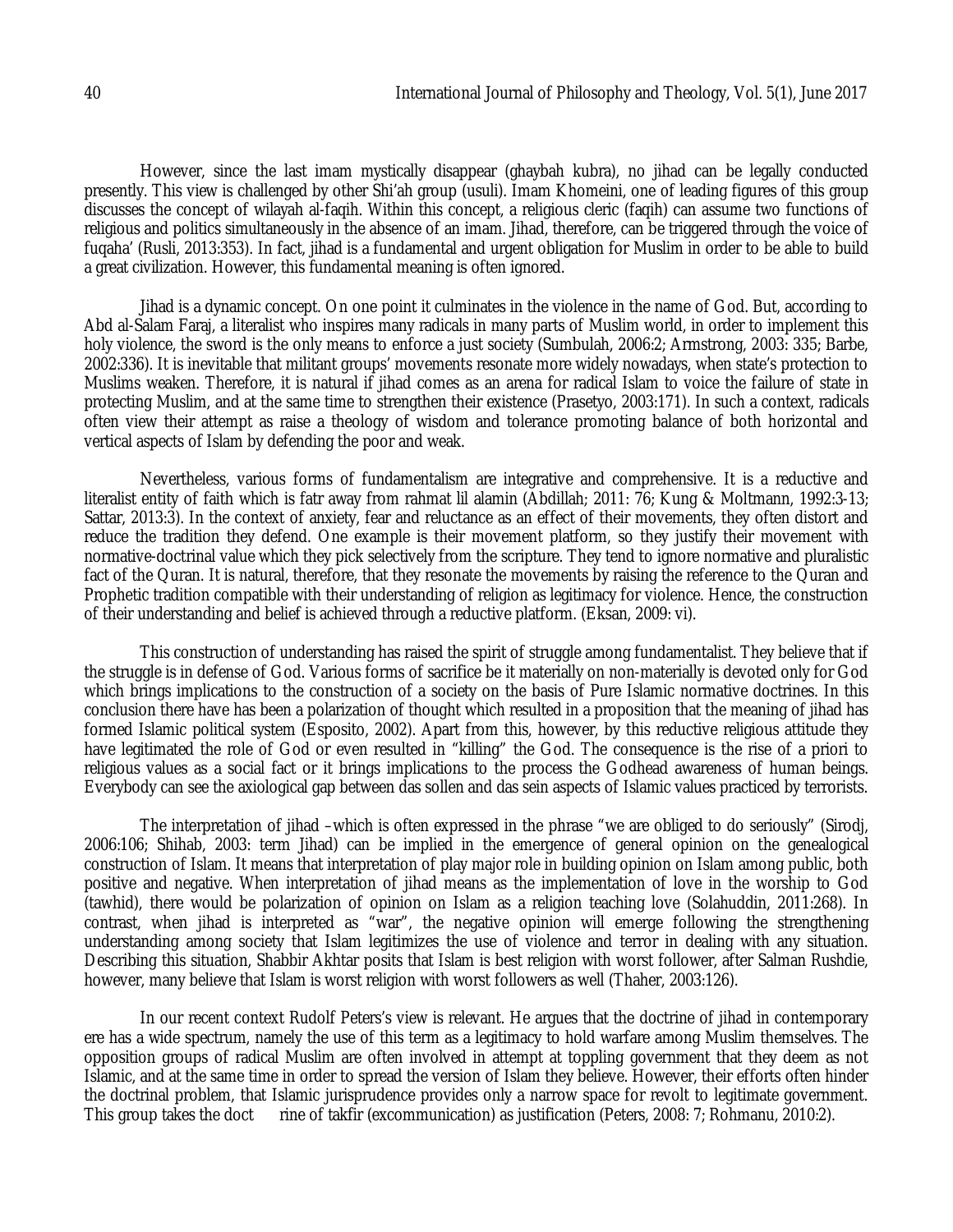However, since the last imam mystically disappear (ghaybah kubra), no jihad can be legally conducted presently. This view is challenged by other Shi'ah group (usuli). Imam Khomeini, one of leading figures of this group discusses the concept of wilayah al-faqih. Within this concept, a religious cleric (faqih) can assume two functions of religious and politics simultaneously in the absence of an imam. Jihad, therefore, can be triggered through the voice of fuqaha' (Rusli, 2013:353). In fact, jihad is a fundamental and urgent obligation for Muslim in order to be able to build a great civilization. However, this fundamental meaning is often ignored.

Jihad is a dynamic concept. On one point it culminates in the violence in the name of God. But, according to Abd al-Salam Faraj, a literalist who inspires many radicals in many parts of Muslim world, in order to implement this holy violence, the sword is the only means to enforce a just society (Sumbulah, 2006:2; Armstrong, 2003: 335; Barbe, 2002:336). It is inevitable that militant groups' movements resonate more widely nowadays, when state's protection to Muslims weaken. Therefore, it is natural if jihad comes as an arena for radical Islam to voice the failure of state in protecting Muslim, and at the same time to strengthen their existence (Prasetyo, 2003:171). In such a context, radicals often view their attempt as raise a theology of wisdom and tolerance promoting balance of both horizontal and vertical aspects of Islam by defending the poor and weak.

Nevertheless, various forms of fundamentalism are integrative and comprehensive. It is a reductive and literalist entity of faith which is fatr away from rahmat lil alamin (Abdillah; 2011: 76; Kung & Moltmann, 1992:3-13; Sattar, 2013:3). In the context of anxiety, fear and reluctance as an effect of their movements, they often distort and reduce the tradition they defend. One example is their movement platform, so they justify their movement with normative-doctrinal value which they pick selectively from the scripture. They tend to ignore normative and pluralistic fact of the Quran. It is natural, therefore, that they resonate the movements by raising the reference to the Quran and Prophetic tradition compatible with their understanding of religion as legitimacy for violence. Hence, the construction of their understanding and belief is achieved through a reductive platform. (Eksan, 2009: vi).

This construction of understanding has raised the spirit of struggle among fundamentalist. They believe that if the struggle is in defense of God. Various forms of sacrifice be it materially on non-materially is devoted only for God which brings implications to the construction of a society on the basis of Pure Islamic normative doctrines. In this conclusion there have has been a polarization of thought which resulted in a proposition that the meaning of jihad has formed Islamic political system (Esposito, 2002). Apart from this, however, by this reductive religious attitude they have legitimated the role of God or even resulted in "killing" the God. The consequence is the rise of a priori to religious values as a social fact or it brings implications to the process the Godhead awareness of human beings. Everybody can see the axiological gap between das sollen and das sein aspects of Islamic values practiced by terrorists.

The interpretation of jihad –which is often expressed in the phrase "we are obliged to do seriously" (Sirodj, 2006:106; Shihab, 2003: term Jihad) can be implied in the emergence of general opinion on the genealogical construction of Islam. It means that interpretation of play major role in building opinion on Islam among public, both positive and negative. When interpretation of jihad means as the implementation of love in the worship to God (tawhid), there would be polarization of opinion on Islam as a religion teaching love (Solahuddin, 2011:268). In contrast, when jihad is interpreted as "war", the negative opinion will emerge following the strengthening understanding among society that Islam legitimizes the use of violence and terror in dealing with any situation. Describing this situation, Shabbir Akhtar posits that Islam is best religion with worst follower, after Salman Rushdie, however, many believe that Islam is worst religion with worst followers as well (Thaher, 2003:126).

In our recent context Rudolf Peters's view is relevant. He argues that the doctrine of jihad in contemporary ere has a wide spectrum, namely the use of this term as a legitimacy to hold warfare among Muslim themselves. The opposition groups of radical Muslim are often involved in attempt at toppling government that they deem as not Islamic, and at the same time in order to spread the version of Islam they believe. However, their efforts often hinder the doctrinal problem, that Islamic jurisprudence provides only a narrow space for revolt to legitimate government. This group takes the doct rine of takfir (excommunication) as justification (Peters, 2008: 7; Rohmanu, 2010:2).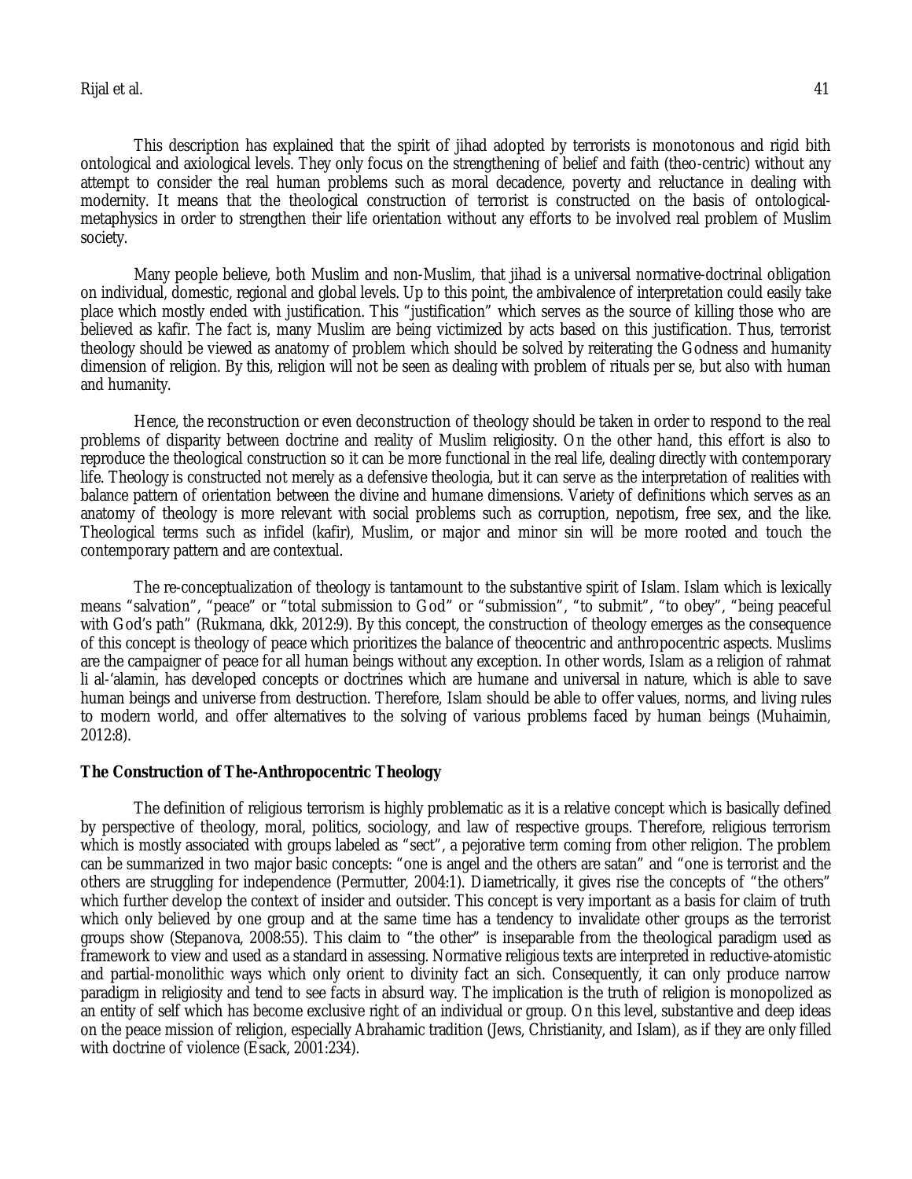This description has explained that the spirit of jihad adopted by terrorists is monotonous and rigid bith ontological and axiological levels. They only focus on the strengthening of belief and faith (theo-centric) without any attempt to consider the real human problems such as moral decadence, poverty and reluctance in dealing with modernity. It means that the theological construction of terrorist is constructed on the basis of ontological-metaphysics in order to strengthen their life orientation without any efforts to be involved real problem of Muslim society.

Many people believe, both Muslim and non-Muslim, that jihad is a universal normative-doctrinal obligation on individual, domestic, regional and global levels. Up to this point, the ambivalence of interpretation could easily take place which mostly ended with justification. This "justification" which serves as the source of killing those who are believed as kafir. The fact is, many Muslim are being victimized by acts based on this justification. Thus, terrorist theology should be viewed as anatomy of problem which should be solved by reiterating the Godness and humanity dimension of religion. By this, religion will not be seen as dealing with problem of rituals per se, but also with human and humanity.

Hence, the reconstruction or even deconstruction of theology should be taken in order to respond to the real problems of disparity between doctrine and reality of Muslim religiosity. On the other hand, this effort is also to reproduce the theological construction so it can be more functional in the real life, dealing directly with contemporary life. Theology is constructed not merely as a defensive theologia, but it can serve as the interpretation of realities with balance pattern of orientation between the divine and humane dimensions. Variety of definitions which serves as an anatomy of theology is more relevant with social problems such as corruption, nepotism, free sex, and the like. Theological terms such as infidel (kafir), Muslim, or major and minor sin will be more rooted and touch the contemporary pattern and are contextual.

The re-conceptualization of theology is tantamount to the substantive spirit of Islam. Islam which is lexically means "salvation", "peace" or "total submission to God" or "submission", "to submit", "to obey", "being peaceful with God's path" (Rukmana, dkk, 2012:9). By this concept, the construction of theology emerges as the consequence of this concept is theology of peace which prioritizes the balance of theocentric and anthropocentric aspects. Muslims are the campaigner of peace for all human beings without any exception. In other words, Islam as a religion of rahmat li al-'alamin, has developed concepts or doctrines which are humane and universal in nature, which is able to save human beings and universe from destruction. Therefore, Islam should be able to offer values, norms, and living rules to modern world, and offer alternatives to the solving of various problems faced by human beings (Muhaimin, 2012:8).

### The Construction of The-Anthropocentric Theology

The definition of religious terrorism is highly problematic as it is a relative concept which is basically defined by perspective of theology, moral, politics, sociology, and law of respective groups. Therefore, religious terrorism which is mostly associated with groups labeled as "sect", a pejorative term coming from other religion. The problem can be summarized in two major basic concepts: "one is angel and the others are satan" and "one is terrorist and the others are struggling for independence (Permutter, 2004:1). Diametrically, it gives rise the concepts of "the others" which further develop the context of insider and outsider. This concept is very important as a basis for claim of truth which only believed by one group and at the same time has a tendency to invalidate other groups as the terrorist groups show (Stepanova, 2008:55). This claim to "the other" is inseparable from the theological paradigm used as framework to view and used as a standard in assessing. Normative religious texts are interpreted in reductive-atomistic and partial-monolithic ways which only orient to divinity fact an sich. Consequently, it can only produce narrow paradigm in religiosity and tend to see facts in absurd way. The implication is the truth of religion is monopolized as an entity of self which has become exclusive right of an individual or group. On this level, substantive and deep ideas on the peace mission of religion, especially Abrahamic tradition (Jews, Christianity, and Islam), as if they are only filled with doctrine of violence (Esack, 2001:234).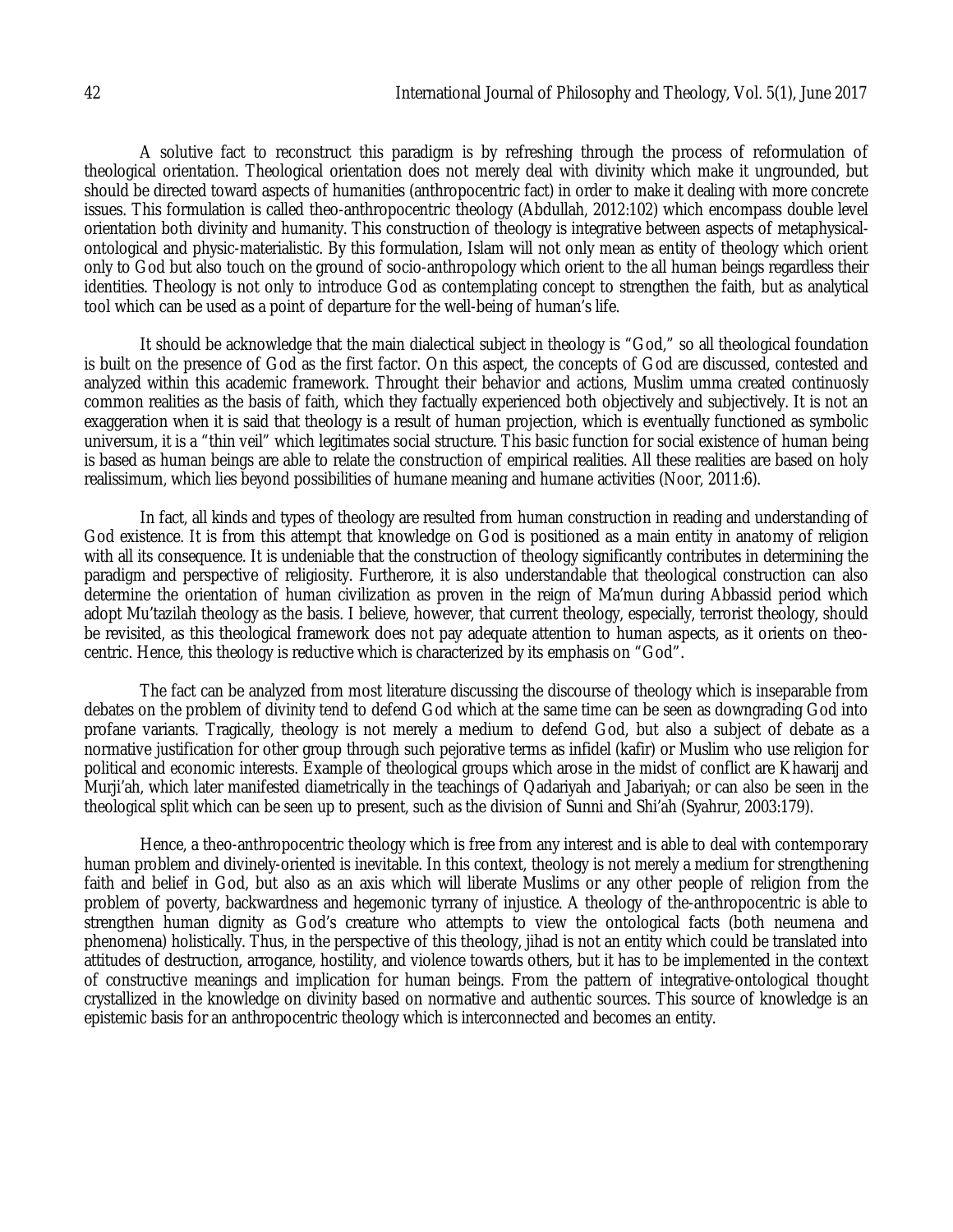A solutive fact to reconstruct this paradigm is by refreshing through the process of reformulation of theological orientation. Theological orientation does not merely deal with divinity which make it ungrounded, but should be directed toward aspects of humanities (anthropocentric fact) in order to make it dealing with more concrete issues. This formulation is called theo-anthropocentric theology (Abdullah, 2012:102) which encompass double level orientation both divinity and humanity. This construction of theology is integrative between aspects of metaphysical-ontological and physic-materialistic. By this formulation, Islam will not only mean as entity of theology which orient only to God but also touch on the ground of socio-anthropology which orient to the all human beings regardless their identities. Theology is not only to introduce God as contemplating concept to strengthen the faith, but as analytical tool which can be used as a point of departure for the well-being of human's life.

It should be acknowledge that the main dialectical subject in theology is "God," so all theological foundation is built on the presence of God as the first factor. On this aspect, the concepts of God are discussed, contested and analyzed within this academic framework. Throught their behavior and actions, Muslim umma created continuosly common realities as the basis of faith, which they factually experienced both objectively and subjectively. It is not an exaggeration when it is said that theology is a result of human projection, which is eventually functioned as symbolic universum, it is a "thin veil" which legitimates social structure. This basic function for social existence of human being is based as human beings are able to relate the construction of empirical realities. All these realities are based on holy realissimum, which lies beyond possibilities of humane meaning and humane activities (Noor, 2011:6).

In fact, all kinds and types of theology are resulted from human construction in reading and understanding of God existence. It is from this attempt that knowledge on God is positioned as a main entity in anatomy of religion with all its consequence. It is undeniable that the construction of theology significantly contributes in determining the paradigm and perspective of religiosity. Furtherore, it is also understandable that theological construction can also determine the orientation of human civilization as proven in the reign of Ma'mun during Abbassid period which adopt Mu'tazilah theology as the basis. I believe, however, that current theology, especially, terrorist theology, should be revisited, as this theological framework does not pay adequate attention to human aspects, as it orients on theo-centric. Hence, this theology is reductive which is characterized by its emphasis on "God".

The fact can be analyzed from most literature discussing the discourse of theology which is inseparable from debates on the problem of divinity tend to defend God which at the same time can be seen as downgrading God into profane variants. Tragically, theology is not merely a medium to defend God, but also a subject of debate as a normative justification for other group through such pejorative terms as infidel (kafir) or Muslim who use religion for political and economic interests. Example of theological groups which arose in the midst of conflict are Khawarij and Murji'ah, which later manifested diametrically in the teachings of Qadariyah and Jabariyah; or can also be seen in the theological split which can be seen up to present, such as the division of Sunni and Shi'ah (Syahrur, 2003:179).

Hence, a theo-anthropocentric theology which is free from any interest and is able to deal with contemporary human problem and divinely-oriented is inevitable. In this context, theology is not merely a medium for strengthening faith and belief in God, but also as an axis which will liberate Muslims or any other people of religion from the problem of poverty, backwardness and hegemonic tyrrany of injustice. A theology of the-anthropocentric is able to strengthen human dignity as God's creature who attempts to view the ontological facts (both neumena and phenomena) holistically. Thus, in the perspective of this theology, jihad is not an entity which could be translated into attitudes of destruction, arrogance, hostility, and violence towards others, but it has to be implemented in the context of constructive meanings and implication for human beings. From the pattern of integrative-ontological thought crystallized in the knowledge on divinity based on normative and authentic sources. This source of knowledge is an epistemic basis for an anthropocentric theology which is interconnected and becomes an entity.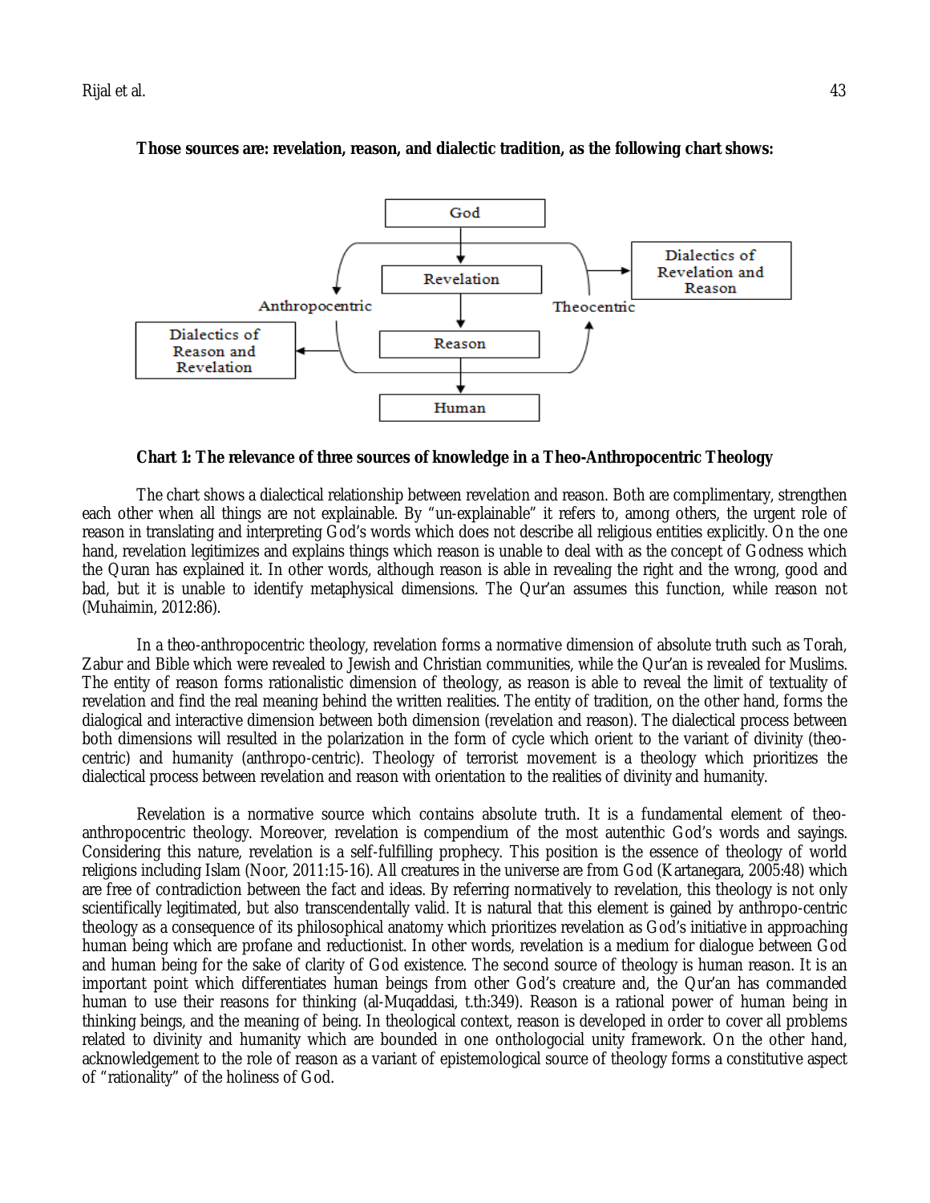**Those sources are: revelation, reason, and dialectic tradition, as the following chart shows:**

**Chart 1: The relevance of three sources of knowledge in a Theo-Anthropocentric Theology**

The chart shows a dialectical relationship between revelation and reason. Both are complimentary, strengthen each other when all things are not explainable. By "un-explainable" it refers to, among others, the urgent role of reason in translating and interpreting God's words which does not describe all religious entities explicitly. On the one hand, revelation legitimizes and explains things which reason is unable to deal with as the concept of Godness which the Quran has explained it. In other words, although reason is able in revealing the right and the wrong, good and bad, but it is unable to identify metaphysical dimensions. The Qur'an assumes this function, while reason not (Muhaimin, 2012:86).

In a theo-anthropocentric theology, revelation forms a normative dimension of absolute truth such as Torah, Zabur and Bible which were revealed to Jewish and Christian communities, while the Qur'an is revealed for Muslims. The entity of reason forms rationalistic dimension of theology, as reason is able to reveal the limit of textuality of revelation and find the real meaning behind the written realities. The entity of tradition, on the other hand, forms the dialogical and interactive dimension between both dimension (revelation and reason). The dialectical process between both dimensions will resulted in the polarization in the form of cycle which orient to the variant of divinity (theo-centric) and humanity (anthropo-centric). Theology of terrorist movement is a theology which prioritizes the dialectical process between revelation and reason with orientation to the realities of divinity and humanity.

Revelation is a normative source which contains absolute truth. It is a fundamental element of theo-anthropocentric theology. Moreover, revelation is compendium of the most autenthic God's words and sayings. Considering this nature, revelation is a self-fulfilling prophecy. This position is the essence of theology of world religions including Islam (Noor, 2011:15-16). All creatures in the universe are from God (Kartanegara, 2005:48) which are free of contradiction between the fact and ideas. By referring normatively to revelation, this theology is not only scientifically legitimated, but also transcendentally valid. It is natural that this element is gained by anthropo-centric theology as a consequence of its philosophical anatomy which prioritizes revelation as God's initiative in approaching human being which are profane and reductionist. In other words, revelation is a medium for dialogue between God and human being for the sake of clarity of God existence. The second source of theology is human reason. It is an important point which differentiates human beings from other God's creature and, the Qur'an has commanded human to use their reasons for thinking (al-Muqaddasi, t.th:349). Reason is a rational power of human being in thinking beings, and the meaning of being. In theological context, reason is developed in order to cover all problems related to divinity and humanity which are bounded in one onthologocial unity framework. On the other hand, acknowledgement to the role of reason as a variant of epistemological source of theology forms a constitutive aspect of "rationality" of the holiness of God.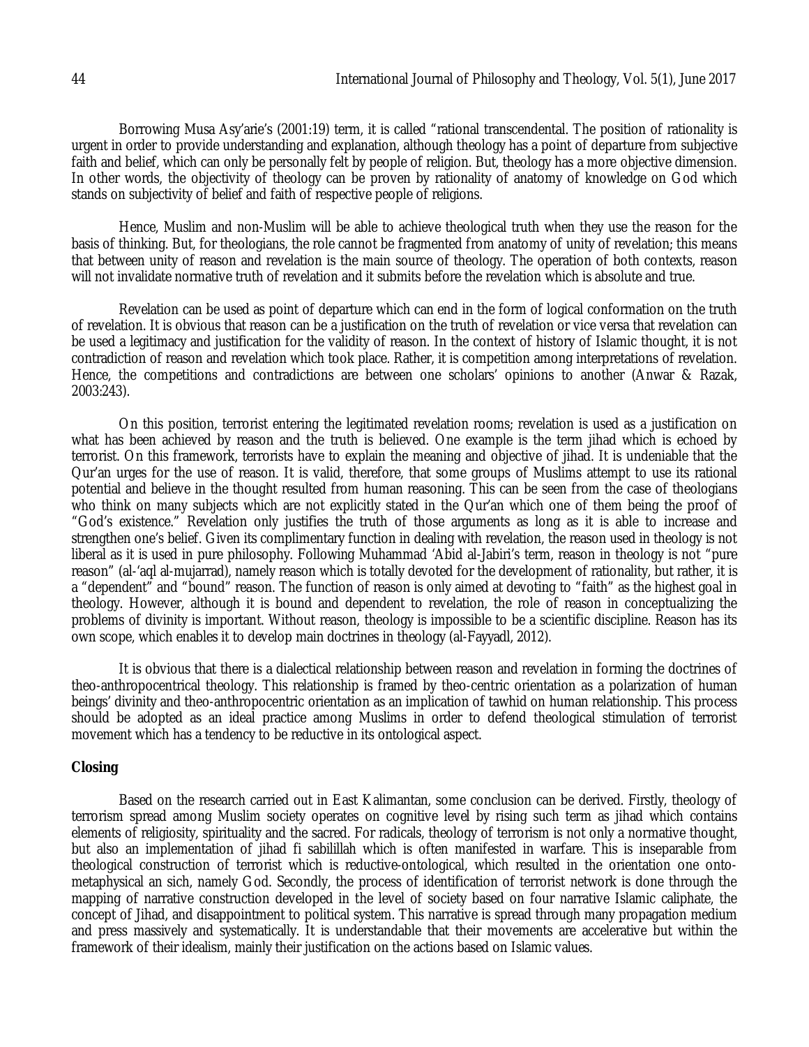Borrowing Musa Asy'arie's (2001:19) term, it is called "rational transcendental. The position of rationality is urgent in order to provide understanding and explanation, although theology has a point of departure from subjective faith and belief, which can only be personally felt by people of religion. But, theology has a more objective dimension. In other words, the objectivity of theology can be proven by rationality of anatomy of knowledge on God which stands on subjectivity of belief and faith of respective people of religions.

Hence, Muslim and non-Muslim will be able to achieve theological truth when they use the reason for the basis of thinking. But, for theologians, the role cannot be fragmented from anatomy of unity of revelation; this means that between unity of reason and revelation is the main source of theology. The operation of both contexts, reason will not invalidate normative truth of revelation and it submits before the revelation which is absolute and true.

Revelation can be used as point of departure which can end in the form of logical conformation on the truth of revelation. It is obvious that reason can be a justification on the truth of revelation or vice versa that revelation can be used a legitimacy and justification for the validity of reason. In the context of history of Islamic thought, it is not contradiction of reason and revelation which took place. Rather, it is competition among interpretations of revelation. Hence, the competitions and contradictions are between one scholars' opinions to another (Anwar & Razak, 2003:243).

On this position, terrorist entering the legitimated revelation rooms; revelation is used as a justification on what has been achieved by reason and the truth is believed. One example is the term jihad which is echoed by terrorist. On this framework, terrorists have to explain the meaning and objective of jihad. It is undeniable that the Qur'an urges for the use of reason. It is valid, therefore, that some groups of Muslims attempt to use its rational potential and believe in the thought resulted from human reasoning. This can be seen from the case of theologians who think on many subjects which are not explicitly stated in the Qur'an which one of them being the proof of "God's existence." Revelation only justifies the truth of those arguments as long as it is able to increase and strengthen one's belief. Given its complimentary function in dealing with revelation, the reason used in theology is not liberal as it is used in pure philosophy. Following Muhammad 'Abid al-Jabiri's term, reason in theology is not "pure reason" (al-'aql al-mujarrad), namely reason which is totally devoted for the development of rationality, but rather, it is a "dependent" and "bound" reason. The function of reason is only aimed at devoting to "faith" as the highest goal in theology. However, although it is bound and dependent to revelation, the role of reason in conceptualizing the problems of divinity is important. Without reason, theology is impossible to be a scientific discipline. Reason has its own scope, which enables it to develop main doctrines in theology (al-Fayyadl, 2012).

It is obvious that there is a dialectical relationship between reason and revelation in forming the doctrines of theo-anthropocentrical theology. This relationship is framed by theo-centric orientation as a polarization of human beings' divinity and theo-anthropocentric orientation as an implication of tawhid on human relationship. This process should be adopted as an ideal practice among Muslims in order to defend theological stimulation of terrorist movement which has a tendency to be reductive in its ontological aspect.

## Closing

Based on the research carried out in East Kalimantan, some conclusion can be derived. Firstly, theology of terrorism spread among Muslim society operates on cognitive level by rising such term as jihad which contains elements of religiosity, spirituality and the sacred. For radicals, theology of terrorism is not only a normative thought, but also an implementation of jihad fi sabilillah which is often manifested in warfare. This is inseparable from theological construction of terrorist which is reductive-ontological, which resulted in the orientation one onto-metaphysical an sich, namely God. Secondly, the process of identification of terrorist network is done through the mapping of narrative construction developed in the level of society based on four narrative Islamic caliphate, the concept of Jihad, and disappointment to political system. This narrative is spread through many propagation medium and press massively and systematically. It is understandable that their movements are accelerative but within the framework of their idealism, mainly their justification on the actions based on Islamic values.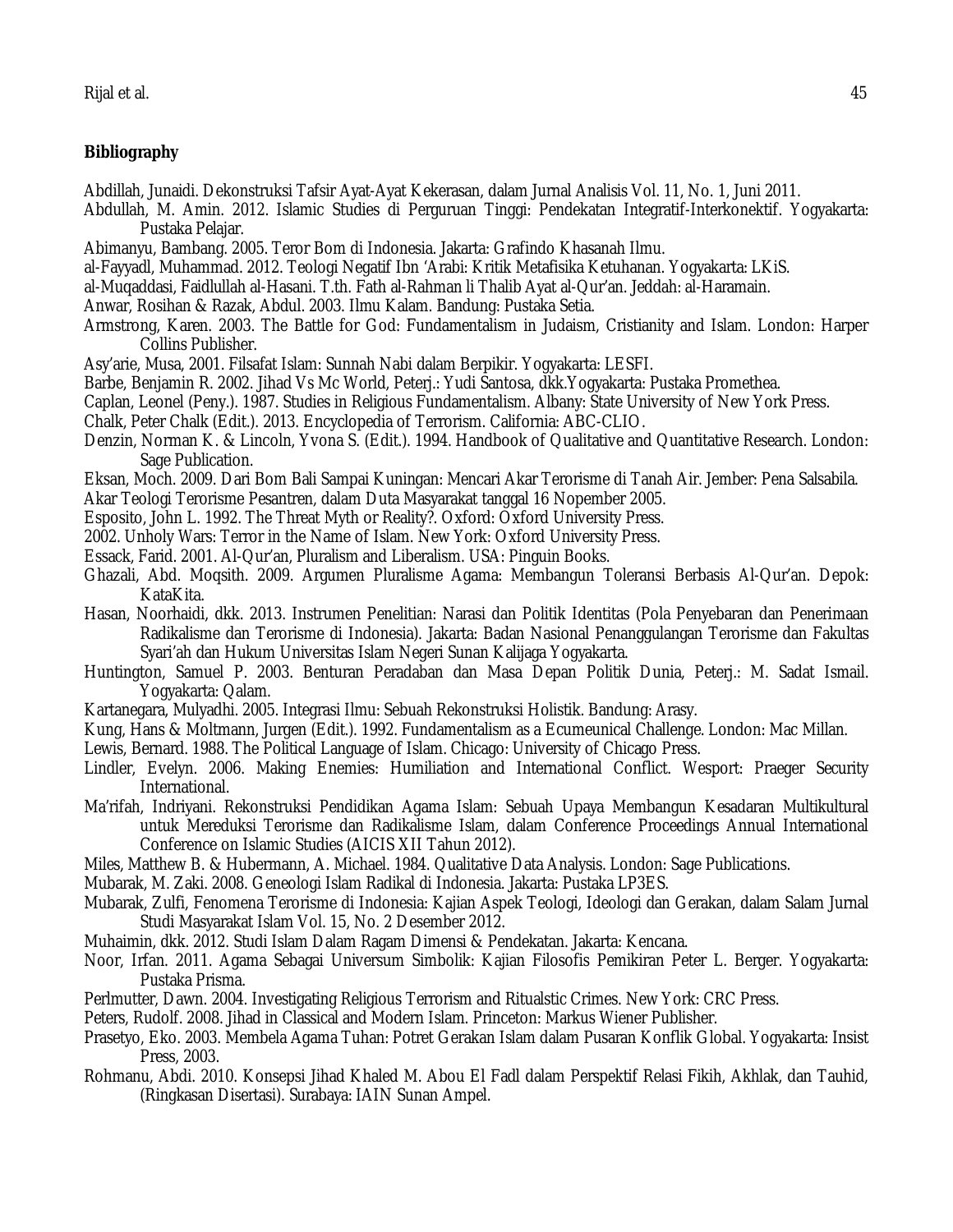**Bibliography**

Abdillah, Junaidi. Dekonstruksi Tafsir Ayat-Ayat Kekerasan, dalam Jurnal Analisis Vol. 11, No. 1, Juni 2011.

Abdullah, M. Amin. 2012. Islamic Studies di Perguruan Tinggi: Pendekatan Integratif-Interkonektif. Yogyakarta: Pustaka Pelajar.

Abimanyu, Bambang. 2005. Teror Bom di Indonesia. Jakarta: Grafindo Khasanah Ilmu.

al-Fayyadl, Muhammad. 2012. Teologi Negatif Ibn 'Arabi: Kritik Metafisika Ketuhanan. Yogyakarta: LKiS.

al-Muqaddasi, Faidlullah al-Hasani. T.th. Fath al-Rahman li Thalib Ayat al-Qur'an. Jeddah: al-Haramain.

Anwar, Rosihan & Razak, Abdul. 2003. Ilmu Kalam. Bandung: Pustaka Setia.

Armstrong, Karen. 2003. The Battle for God: Fundamentalism in Judaism, Cristianity and Islam. London: Harper Collins Publisher.

Asy'arie, Musa, 2001. Filsafat Islam: Sunnah Nabi dalam Berpikir. Yogyakarta: LESFI.

Barbe, Benjamin R. 2002. Jihad Vs Mc World, Peterj.: Yudi Santosa, dkk.Yogyakarta: Pustaka Promethea.

Caplan, Leonel (Peny.). 1987. Studies in Religious Fundamentalism. Albany: State University of New York Press.

Chalk, Peter Chalk (Edit.). 2013. Encyclopedia of Terrorism. California: ABC-CLIO.

Denzin, Norman K. & Lincoln, Yvona S. (Edit.). 1994. Handbook of Qualitative and Quantitative Research. London: Sage Publication.

Eksan, Moch. 2009. Dari Bom Bali Sampai Kuningan: Mencari Akar Terorisme di Tanah Air. Jember: Pena Salsabila.

Akar Teologi Terorisme Pesantren, dalam Duta Masyarakat tanggal 16 Nopember 2005.

Esposito, John L. 1992. The Threat Myth or Reality?. Oxford: Oxford University Press.

2002. Unholy Wars: Terror in the Name of Islam. New York: Oxford University Press.

Essack, Farid. 2001. Al-Qur'an, Pluralism and Liberalism. USA: Pinguin Books.

Ghazali, Abd. Moqsith. 2009. Argumen Pluralisme Agama: Membangun Toleransi Berbasis Al-Qur'an. Depok: KataKita.

Hasan, Noorhaidi, dkk. 2013. Instrumen Penelitian: Narasi dan Politik Identitas (Pola Penyebaran dan Penerimaan Radikalisme dan Terorisme di Indonesia). Jakarta: Badan Nasional Penanggulangan Terorisme dan Fakultas Syari'ah dan Hukum Universitas Islam Negeri Sunan Kalijaga Yogyakarta.

Huntington, Samuel P. 2003. Benturan Peradaban dan Masa Depan Politik Dunia, Peterj.: M. Sadat Ismail. Yogyakarta: Qalam.

Kartanegara, Mulyadhi. 2005. Integrasi Ilmu: Sebuah Rekonstruksi Holistik. Bandung: Arasy.

Kung, Hans & Moltmann, Jurgen (Edit.). 1992. Fundamentalism as a Ecumeunical Challenge. London: Mac Millan.

Lewis, Bernard. 1988. The Political Language of Islam. Chicago: University of Chicago Press.

Lindler, Evelyn. 2006. Making Enemies: Humiliation and International Conflict. Wesport: Praeger Security International.

Ma'rifah, Indriyani. Rekonstruksi Pendidikan Agama Islam: Sebuah Upaya Membangun Kesadaran Multikultural untuk Mereduksi Terorisme dan Radikalisme Islam, dalam Conference Proceedings Annual International Conference on Islamic Studies (AICIS XII Tahun 2012).

Miles, Matthew B. & Hubermann, A. Michael. 1984. Qualitative Data Analysis. London: Sage Publications.

Mubarak, M. Zaki. 2008. Geneologi Islam Radikal di Indonesia. Jakarta: Pustaka LP3ES.

Mubarak, Zulfi, Fenomena Terorisme di Indonesia: Kajian Aspek Teologi, Ideologi dan Gerakan, dalam Salam Jurnal Studi Masyarakat Islam Vol. 15, No. 2 Desember 2012.

Muhaimin, dkk. 2012. Studi Islam Dalam Ragam Dimensi & Pendekatan. Jakarta: Kencana.

Noor, Irfan. 2011. Agama Sebagai Universum Simbolik: Kajian Filosofis Pemikiran Peter L. Berger. Yogyakarta: Pustaka Prisma.

Perlmutter, Dawn. 2004. Investigating Religious Terrorism and Ritualstic Crimes. New York: CRC Press.

Peters, Rudolf. 2008. Jihad in Classical and Modern Islam. Princeton: Markus Wiener Publisher.

Prasetyo, Eko. 2003. Membela Agama Tuhan: Potret Gerakan Islam dalam Pusaran Konflik Global. Yogyakarta: Insist Press, 2003.

Rohmanu, Abdi. 2010. Konsepsi Jihad Khaled M. Abou El Fadl dalam Perspektif Relasi Fikih, Akhlak, dan Tauhid, (Ringkasan Disertasi). Surabaya: IAIN Sunan Ampel.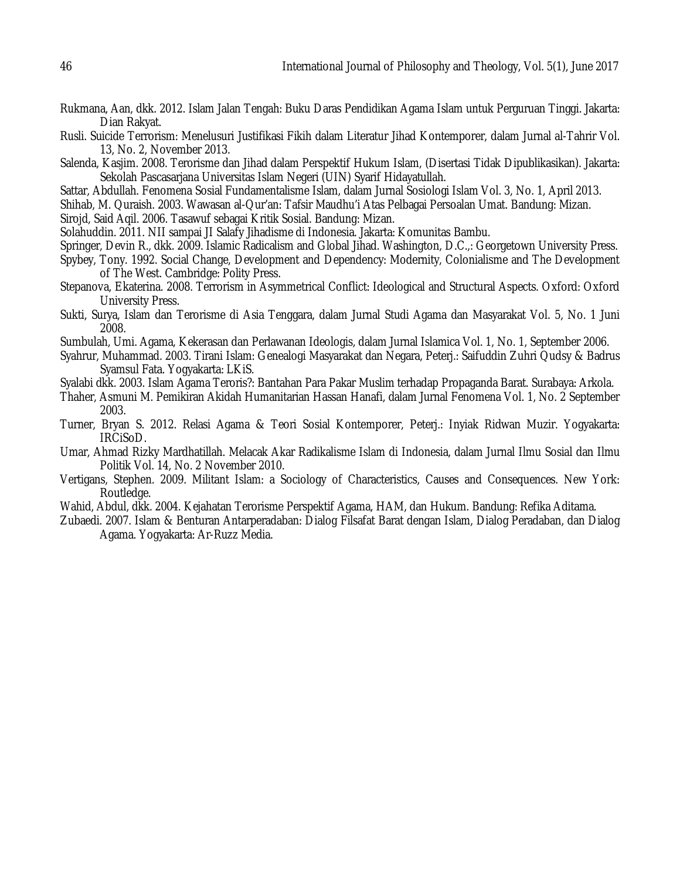Rukmana, Aan, dkk. 2012. Islam Jalan Tengah: Buku Daras Pendidikan Agama Islam untuk Perguruan Tinggi. Jakarta: Dian Rakyat.

Rusli. Suicide Terrorism: Menelusuri Justifikasi Fikih dalam Literatur Jihad Kontemporer, dalam Jurnal al-Tahrir Vol. 13, No. 2, November 2013.

Salenda, Kasjim. 2008. Terorisme dan Jihad dalam Perspektif Hukum Islam, (Disertasi Tidak Dipublikasikan). Jakarta: Sekolah Pascasarjana Universitas Islam Negeri (UIN) Syarif Hidayatullah.

Sattar, Abdullah. Fenomena Sosial Fundamentalisme Islam, dalam Jurnal Sosiologi Islam Vol. 3, No. 1, April 2013.

Shihab, M. Quraish. 2003. Wawasan al-Qur'an: Tafsir Maudhu'i Atas Pelbagai Persoalan Umat. Bandung: Mizan.

Sirojd, Said Aqil. 2006. Tasawuf sebagai Kritik Sosial. Bandung: Mizan.

Solahuddin. 2011. NII sampai JI Salafy Jihadisme di Indonesia. Jakarta: Komunitas Bambu.

Springer, Devin R., dkk. 2009. Islamic Radicalism and Global Jihad. Washington, D.C.,: Georgetown University Press.

Spybey, Tony. 1992. Social Change, Development and Dependency: Modernity, Colonialisme and The Development of The West. Cambridge: Polity Press.

Stepanova, Ekaterina. 2008. Terrorism in Asymmetrical Conflict: Ideological and Structural Aspects. Oxford: Oxford University Press.

Sukti, Surya, Islam dan Terorisme di Asia Tenggara, dalam Jurnal Studi Agama dan Masyarakat Vol. 5, No. 1 Juni 2008.

Sumbulah, Umi. Agama, Kekerasan dan Perlawanan Ideologis, dalam Jurnal Islamica Vol. 1, No. 1, September 2006.

Syahrur, Muhammad. 2003. Tirani Islam: Genealogi Masyarakat dan Negara, Peterj.: Saifuddin Zuhri Qudsy & Badrus Syamsul Fata. Yogyakarta: LKiS.

Syalabi dkk. 2003. Islam Agama Teroris?: Bantahan Para Pakar Muslim terhadap Propaganda Barat. Surabaya: Arkola.

Thaher, Asmuni M. Pemikiran Akidah Humanitarian Hassan Hanafi, dalam Jurnal Fenomena Vol. 1, No. 2 September 2003.

Turner, Bryan S. 2012. Relasi Agama & Teori Sosial Kontemporer, Peterj.: Inyiak Ridwan Muzir. Yogyakarta: IRCiSoD.

Umar, Ahmad Rizky Mardhatillah. Melacak Akar Radikalisme Islam di Indonesia, dalam Jurnal Ilmu Sosial dan Ilmu Politik Vol. 14, No. 2 November 2010.

Vertigans, Stephen. 2009. Militant Islam: a Sociology of Characteristics, Causes and Consequences. New York: Routledge.

Wahid, Abdul, dkk. 2004. Kejahatan Terorisme Perspektif Agama, HAM, dan Hukum. Bandung: Refika Aditama.

Zubaedi. 2007. Islam & Benturan Antarperadaban: Dialog Filsafat Barat dengan Islam, Dialog Peradaban, dan Dialog Agama. Yogyakarta: Ar-Ruzz Media.